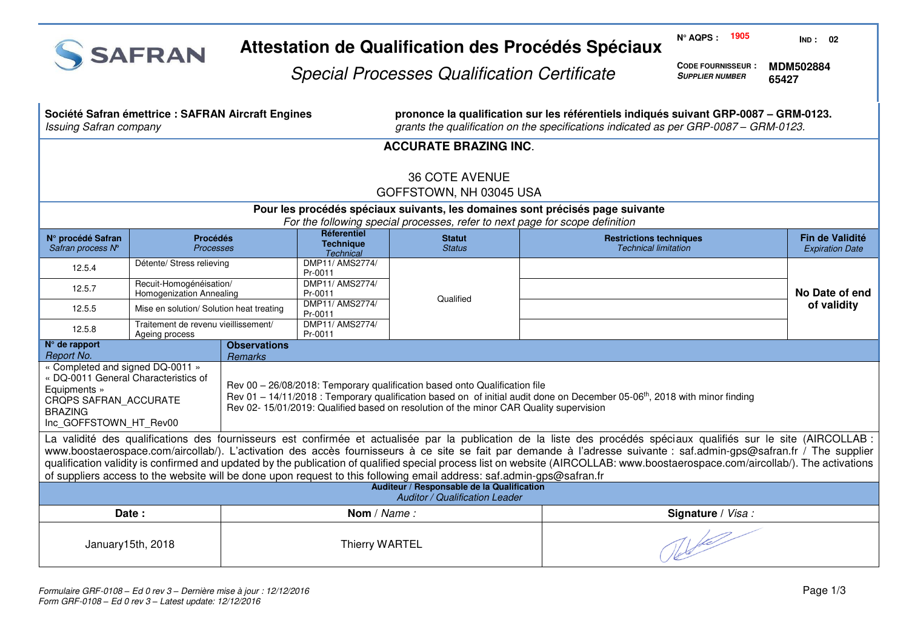# Attestation de Qualification des Procédés Spéciaux

*Special Processes Qualification Certificate*

**N° AQPS :** 1905 **IND :** 02

**CODE FOURNISSEUR :** *SUPPLIER NUMBER* **MDM502884 65427**

**Société Safran émettrice : SAFRAN Aircraft Engines**
*Issuing Safran company*

**prononce la qualification sur les référentiels indiqués suivant GRP-0087 – GRM-0123.**
*grants the qualification on the specifications indicated as per GRP-0087 – GRM-0123.*

**ACCURATE BRAZING INC.**

36 COTE AVENUE
GOFFSTOWN, NH 03045 USA

**Pour les procédés spéciaux suivants, les domaines sont précisés page suivante**
*For the following special processes, refer to next page for scope definition*

| **N° procédé Safran** *Safran process N°* | **Procédés** *Processes* | **Réferentiel Technique** *Technical* | **Statut** *Status* | **Restrictions techniques** *Technical limitation* | **Fin de Validité** *Expiration Date* |
|---|---|---|---|---|---|
| 12.5.4 | Détente/ Stress relieving | DMP11/ AMS2774/ Pr-0011 | Qualified | | **No Date of end of validity** |
| 12.5.7 | Recuit-Homogénéisation/ Homogenization Annealing | DMP11/ AMS2774/ Pr-0011 | Qualified | | **No Date of end of validity** |
| 12.5.5 | Mise en solution/ Solution heat treating | DMP11/ AMS2774/ Pr-0011 | Qualified | | **No Date of end of validity** |
| 12.5.8 | Traitement de revenu vieillissement/ Ageing process | DMP11/ AMS2774/ Pr-0011 | Qualified | | **No Date of end of validity** |

| **N° de rapport** *Report No.* | **Observations** *Remarks* |
|---|---|
| « Completed and signed DQ-0011 » « DQ-0011 General Characteristics of Equipments » CRQPS SAFRAN_ACCURATE BRAZING Inc_GOFFSTOWN_HT_Rev00 | Rev 00 – 26/08/2018: Temporary qualification based onto Qualification file<br>Rev 01 – 14/11/2018 : Temporary qualification based on of initial audit done on December 05-06th, 2018 with minor finding<br>Rev 02- 15/01/2019: Qualified based on resolution of the minor CAR Quality supervision |

La validité des qualifications des fournisseurs est confirmée et actualisée par la publication de la liste des procédés spéciaux qualifiés sur le site (AIRCOLLAB : www.boostaerospace.com/aircollab/). L'activation des accès fournisseurs à ce site se fait par demande à l'adresse suivante : saf.admin-gps@safran.fr / The supplier qualification validity is confirmed and updated by the publication of qualified special process list on website (AIRCOLLAB: www.boostaerospace.com/aircollab/). The activations of suppliers access to the website will be done upon request to this following email address: saf.admin-gps@safran.fr

**Auditeur / Responsable de la Qualification**
*Auditor / Qualification Leader*

| **Date :** | **Nom** / *Name :* | **Signature** / *Visa :* |
|---|---|---|
| January15th, 2018 | Thierry WARTEL | [signature] |

*Formulaire GRF-0108 – Ed 0 rev 3 – Dernière mise à jour : 12/12/2016*
*Form GRF-0108 – Ed 0 rev 3 – Latest update: 12/12/2016*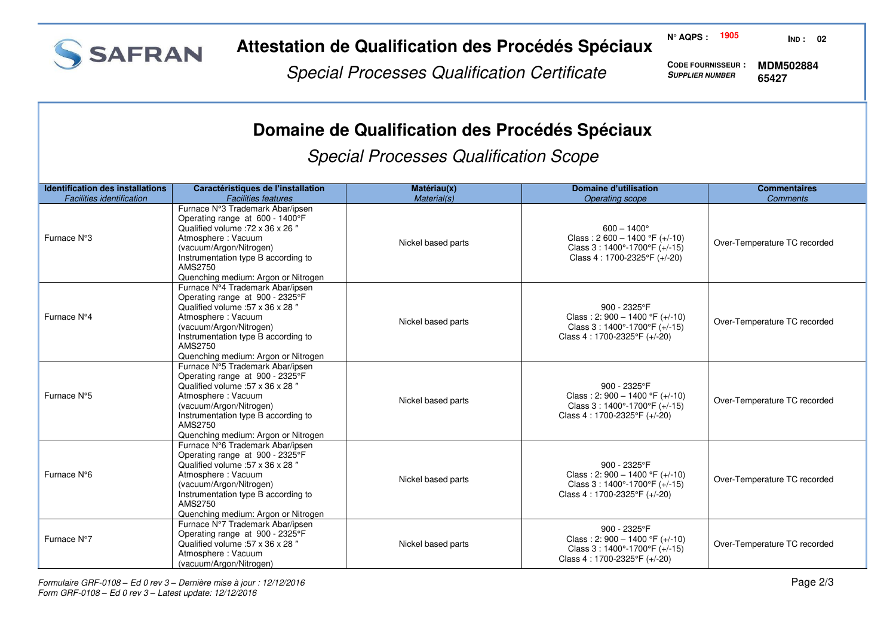# Attestation de Qualification des Procédés Spéciaux

*Special Processes Qualification Certificate*

**N° AQPS : 1905** **IND : 02**

**CODE FOURNISSEUR :** *SUPPLIER NUMBER* **MDM502884 65427**

## Domaine de Qualification des Procédés Spéciaux

### *Special Processes Qualification Scope*

| **Identification des installations** *Facilities identification* | **Caractéristiques de l'installation** *Facilities features* | **Matériau(x)** *Material(s)* | **Domaine d'utilisation** *Operating scope* | **Commentaires** *Comments* |
|---|---|---|---|---|
| Furnace N°3 | Furnace N°3 Trademark Abar/ipsen<br>Operating range at 600 - 1400°F<br>Qualified volume :72 x 36 x 26 "<br>Atmosphere : Vacuum (vacuum/Argon/Nitrogen)<br>Instrumentation type B according to AMS2750<br>Quenching medium: Argon or Nitrogen | Nickel based parts | 600 – 1400°<br>Class : 2 600 – 1400 °F (+/-10)<br>Class 3 : 1400°-1700°F (+/-15)<br>Class 4 : 1700-2325°F (+/-20) | Over-Temperature TC recorded |
| Furnace N°4 | Furnace N°4 Trademark Abar/ipsen<br>Operating range at 900 - 2325°F<br>Qualified volume :57 x 36 x 28 "<br>Atmosphere : Vacuum (vacuum/Argon/Nitrogen)<br>Instrumentation type B according to AMS2750<br>Quenching medium: Argon or Nitrogen | Nickel based parts | 900 - 2325°F<br>Class : 2: 900 – 1400 °F (+/-10)<br>Class 3 : 1400°-1700°F (+/-15)<br>Class 4 : 1700-2325°F (+/-20) | Over-Temperature TC recorded |
| Furnace N°5 | Furnace N°5 Trademark Abar/ipsen<br>Operating range at 900 - 2325°F<br>Qualified volume :57 x 36 x 28 "<br>Atmosphere : Vacuum (vacuum/Argon/Nitrogen)<br>Instrumentation type B according to AMS2750<br>Quenching medium: Argon or Nitrogen | Nickel based parts | 900 - 2325°F<br>Class : 2: 900 – 1400 °F (+/-10)<br>Class 3 : 1400°-1700°F (+/-15)<br>Class 4 : 1700-2325°F (+/-20) | Over-Temperature TC recorded |
| Furnace N°6 | Furnace N°6 Trademark Abar/ipsen<br>Operating range at 900 - 2325°F<br>Qualified volume :57 x 36 x 28 "<br>Atmosphere : Vacuum (vacuum/Argon/Nitrogen)<br>Instrumentation type B according to AMS2750<br>Quenching medium: Argon or Nitrogen | Nickel based parts | 900 - 2325°F<br>Class : 2: 900 – 1400 °F (+/-10)<br>Class 3 : 1400°-1700°F (+/-15)<br>Class 4 : 1700-2325°F (+/-20) | Over-Temperature TC recorded |
| Furnace N°7 | Furnace N°7 Trademark Abar/ipsen<br>Operating range at 900 - 2325°F<br>Qualified volume :57 x 36 x 28 "<br>Atmosphere : Vacuum (vacuum/Argon/Nitrogen) | Nickel based parts | 900 - 2325°F<br>Class : 2: 900 – 1400 °F (+/-10)<br>Class 3 : 1400°-1700°F (+/-15)<br>Class 4 : 1700-2325°F (+/-20) | Over-Temperature TC recorded |

*Formulaire GRF-0108 – Ed 0 rev 3 – Dernière mise à jour : 12/12/2016*
*Form GRF-0108 – Ed 0 rev 3 – Latest update: 12/12/2016*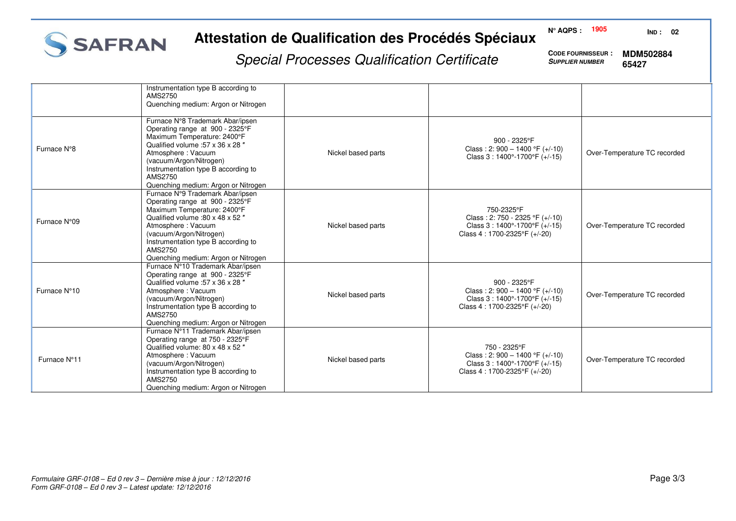| | | | | |
|---|---|---|---|---|
| | Instrumentation type B according to AMS2750<br>Quenching medium: Argon or Nitrogen | | | |
| Furnace N°8 | Furnace N°8 Trademark Abar/ipsen<br>Operating range at 900 - 2325°F<br>Maximum Temperature: 2400°F<br>Qualified volume :57 x 36 x 28 "<br>Atmosphere : Vacuum (vacuum/Argon/Nitrogen)<br>Instrumentation type B according to AMS2750<br>Quenching medium: Argon or Nitrogen | Nickel based parts | 900 - 2325°F<br>Class : 2: 900 – 1400 °F (+/-10)<br>Class 3 : 1400°-1700°F (+/-15) | Over-Temperature TC recorded |
| Furnace N°09 | Furnace N°9 Trademark Abar/ipsen<br>Operating range at 900 - 2325°F<br>Maximum Temperature: 2400°F<br>Qualified volume :80 x 48 x 52 "<br>Atmosphere : Vacuum (vacuum/Argon/Nitrogen)<br>Instrumentation type B according to AMS2750<br>Quenching medium: Argon or Nitrogen | Nickel based parts | 750-2325°F<br>Class : 2: 750 - 2325 °F (+/-10)<br>Class 3 : 1400°-1700°F (+/-15)<br>Class 4 : 1700-2325°F (+/-20) | Over-Temperature TC recorded |
| Furnace N°10 | Furnace N°10 Trademark Abar/ipsen<br>Operating range at 900 - 2325°F<br>Qualified volume :57 x 36 x 28 "<br>Atmosphere : Vacuum (vacuum/Argon/Nitrogen)<br>Instrumentation type B according to AMS2750<br>Quenching medium: Argon or Nitrogen | Nickel based parts | 900 - 2325°F<br>Class : 2: 900 – 1400 °F (+/-10)<br>Class 3 : 1400°-1700°F (+/-15)<br>Class 4 : 1700-2325°F (+/-20) | Over-Temperature TC recorded |
| Furnace N°11 | Furnace N°11 Trademark Abar/ipsen<br>Operating range at 750 - 2325°F<br>Qualified volume: 80 x 48 x 52 "<br>Atmosphere : Vacuum (vacuum/Argon/Nitrogen)<br>Instrumentation type B according to AMS2750<br>Quenching medium: Argon or Nitrogen | Nickel based parts | 750 - 2325°F<br>Class : 2: 900 – 1400 °F (+/-10)<br>Class 3 : 1400°-1700°F (+/-15)<br>Class 4 : 1700-2325°F (+/-20) | Over-Temperature TC recorded |